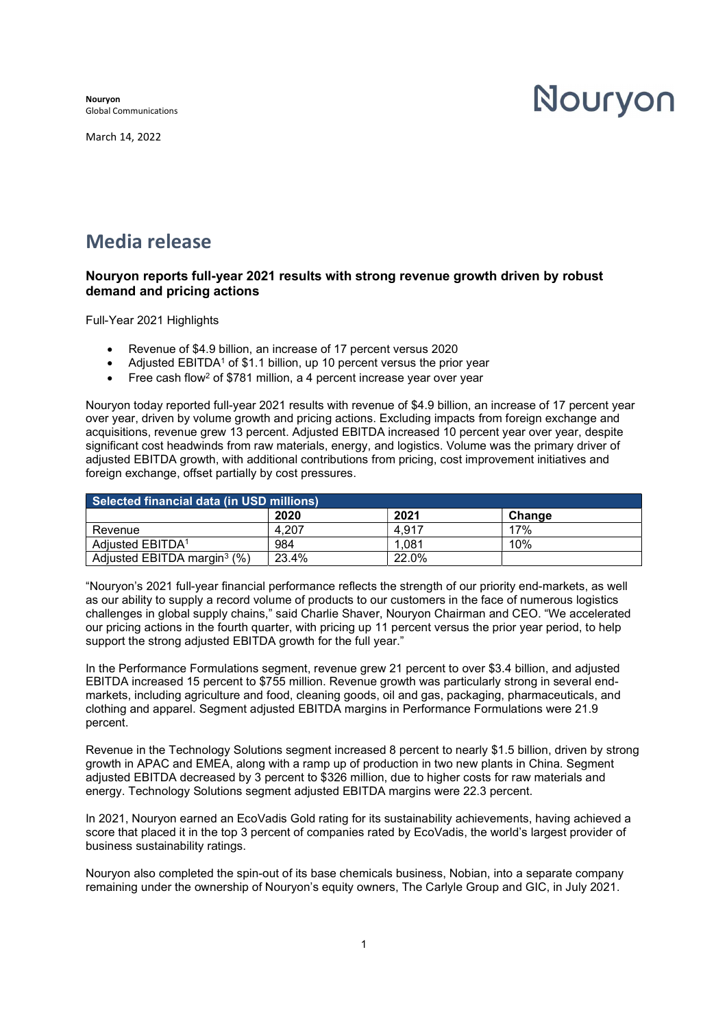**Nouryon**
Global Communications

Nouryon

March 14, 2022

# Media release

### Nouryon reports full-year 2021 results with strong revenue growth driven by robust demand and pricing actions

Full-Year 2021 Highlights

- Revenue of $4.9 billion, an increase of 17 percent versus 2020
- Adjusted EBITDA[1] of $1.1 billion, up 10 percent versus the prior year
- Free cash flow[2] of $781 million, a 4 percent increase year over year

Nouryon today reported full-year 2021 results with revenue of $4.9 billion, an increase of 17 percent year over year, driven by volume growth and pricing actions. Excluding impacts from foreign exchange and acquisitions, revenue grew 13 percent. Adjusted EBITDA increased 10 percent year over year, despite significant cost headwinds from raw materials, energy, and logistics. Volume was the primary driver of adjusted EBITDA growth, with additional contributions from pricing, cost improvement initiatives and foreign exchange, offset partially by cost pressures.

| Selected financial data (in USD millions) | | | |
|---|---|---|---|
| | 2020 | 2021 | Change |
| Revenue | 4,207 | 4,917 | 17% |
| Adjusted EBITDA[1] | 984 | 1,081 | 10% |
| Adjusted EBITDA margin[3] (%) | 23.4% | 22.0% | |

"Nouryon's 2021 full-year financial performance reflects the strength of our priority end-markets, as well as our ability to supply a record volume of products to our customers in the face of numerous logistics challenges in global supply chains," said Charlie Shaver, Nouryon Chairman and CEO. "We accelerated our pricing actions in the fourth quarter, with pricing up 11 percent versus the prior year period, to help support the strong adjusted EBITDA growth for the full year."

In the Performance Formulations segment, revenue grew 21 percent to over $3.4 billion, and adjusted EBITDA increased 15 percent to $755 million. Revenue growth was particularly strong in several end-markets, including agriculture and food, cleaning goods, oil and gas, packaging, pharmaceuticals, and clothing and apparel. Segment adjusted EBITDA margins in Performance Formulations were 21.9 percent.

Revenue in the Technology Solutions segment increased 8 percent to nearly $1.5 billion, driven by strong growth in APAC and EMEA, along with a ramp up of production in two new plants in China. Segment adjusted EBITDA decreased by 3 percent to $326 million, due to higher costs for raw materials and energy. Technology Solutions segment adjusted EBITDA margins were 22.3 percent.

In 2021, Nouryon earned an EcoVadis Gold rating for its sustainability achievements, having achieved a score that placed it in the top 3 percent of companies rated by EcoVadis, the world's largest provider of business sustainability ratings.

Nouryon also completed the spin-out of its base chemicals business, Nobian, into a separate company remaining under the ownership of Nouryon's equity owners, The Carlyle Group and GIC, in July 2021.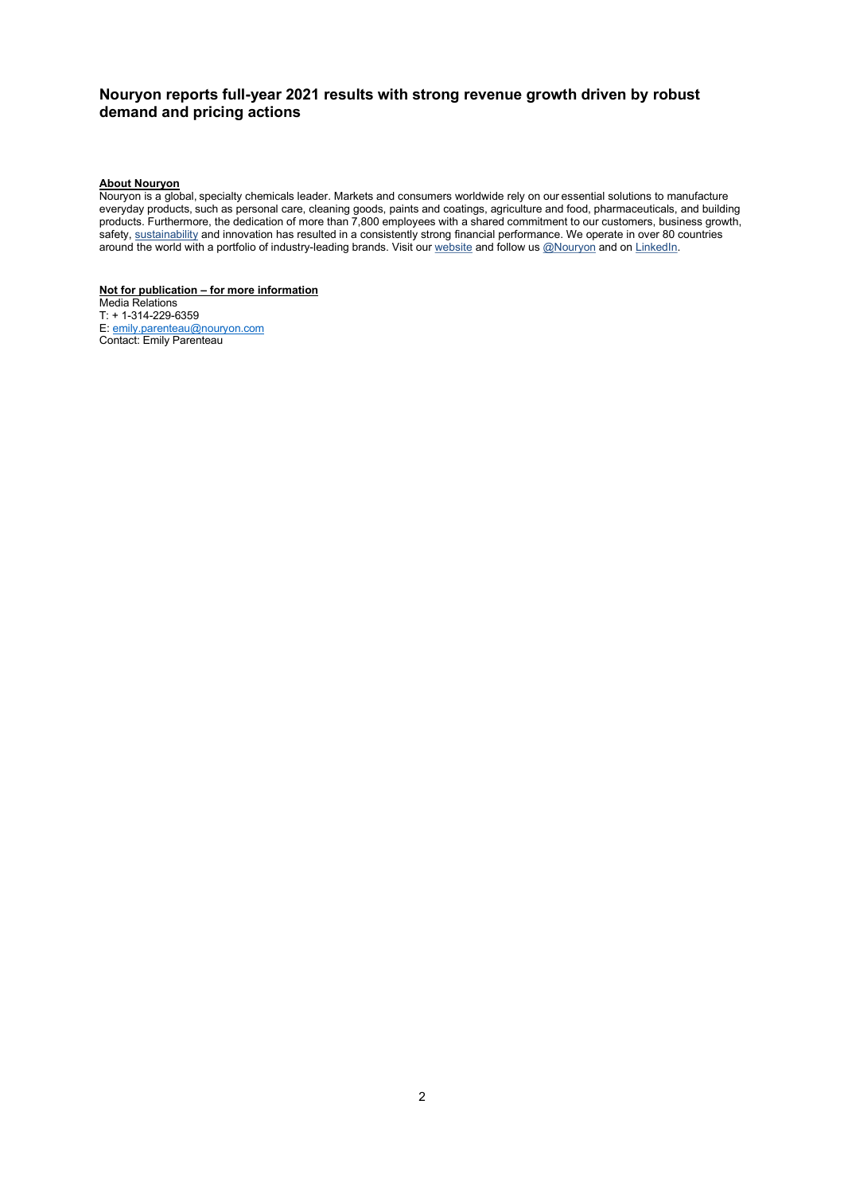**Nouryon reports full-year 2021 results with strong revenue growth driven by robust demand and pricing actions**

**About Nouryon**

Nouryon is a global, specialty chemicals leader. Markets and consumers worldwide rely on our essential solutions to manufacture everyday products, such as personal care, cleaning goods, paints and coatings, agriculture and food, pharmaceuticals, and building products. Furthermore, the dedication of more than 7,800 employees with a shared commitment to our customers, business growth, safety, sustainability and innovation has resulted in a consistently strong financial performance. We operate in over 80 countries around the world with a portfolio of industry-leading brands. Visit our website and follow us @Nouryon and on LinkedIn.

**Not for publication – for more information**

Media Relations
T: + 1-314-229-6359
E: emily.parenteau@nouryon.com
Contact: Emily Parenteau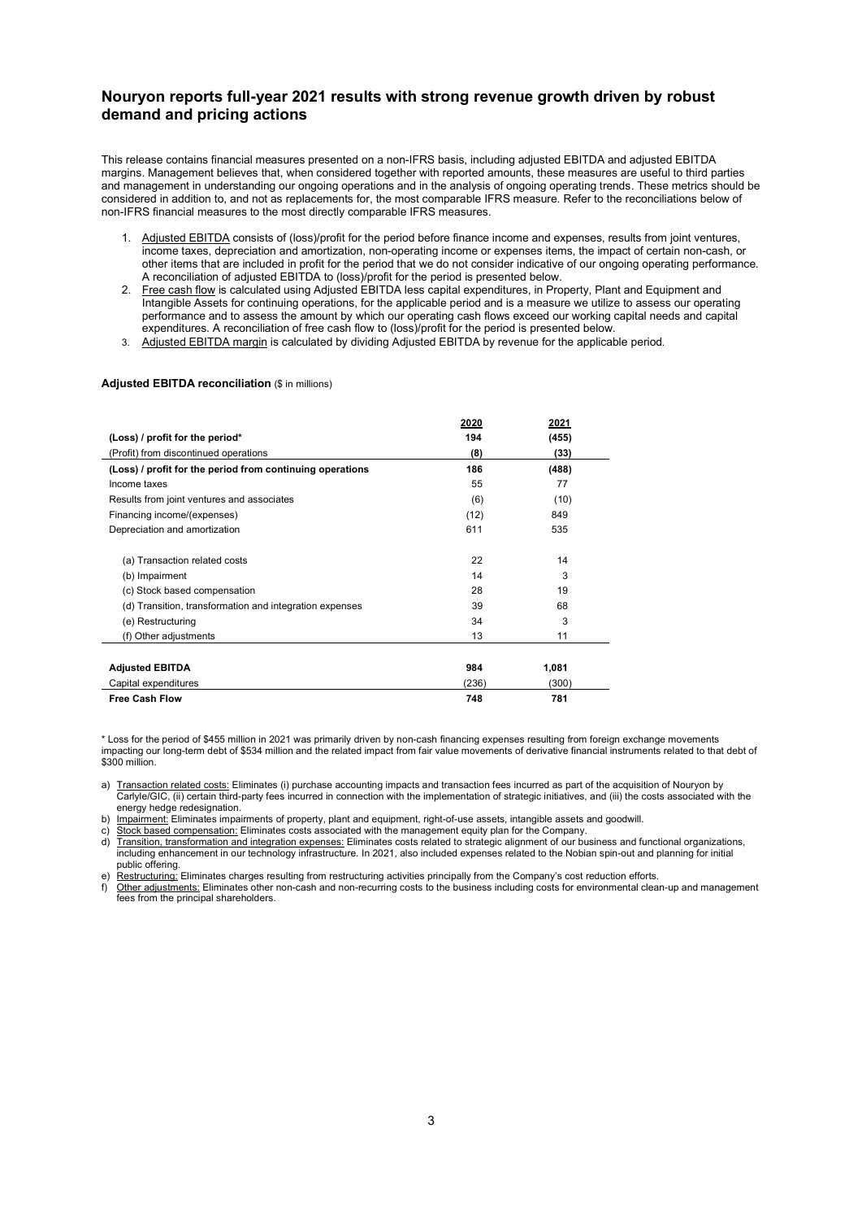## Nouryon reports full-year 2021 results with strong revenue growth driven by robust demand and pricing actions

This release contains financial measures presented on a non-IFRS basis, including adjusted EBITDA and adjusted EBITDA margins. Management believes that, when considered together with reported amounts, these measures are useful to third parties and management in understanding our ongoing operations and in the analysis of ongoing operating trends. These metrics should be considered in addition to, and not as replacements for, the most comparable IFRS measure. Refer to the reconciliations below of non-IFRS financial measures to the most directly comparable IFRS measures.

1. Adjusted EBITDA consists of (loss)/profit for the period before finance income and expenses, results from joint ventures, income taxes, depreciation and amortization, non-operating income or expenses items, the impact of certain non-cash, or other items that are included in profit for the period that we do not consider indicative of our ongoing operating performance. A reconciliation of adjusted EBITDA to (loss)/profit for the period is presented below.
2. Free cash flow is calculated using Adjusted EBITDA less capital expenditures, in Property, Plant and Equipment and Intangible Assets for continuing operations, for the applicable period and is a measure we utilize to assess our operating performance and to assess the amount by which our operating cash flows exceed our working capital needs and capital expenditures. A reconciliation of free cash flow to (loss)/profit for the period is presented below.
3. Adjusted EBITDA margin is calculated by dividing Adjusted EBITDA by revenue for the applicable period.

**Adjusted EBITDA reconciliation** ($ in millions)

| | 2020 | 2021 |
|---|---|---|
| **(Loss) / profit for the period*** | **194** | **(455)** |
| (Profit) from discontinued operations | (8) | (33) |
| **(Loss) / profit for the period from continuing operations** | **186** | **(488)** |
| Income taxes | 55 | 77 |
| Results from joint ventures and associates | (6) | (10) |
| Financing income/(expenses) | (12) | 849 |
| Depreciation and amortization | 611 | 535 |
| (a) Transaction related costs | 22 | 14 |
| (b) Impairment | 14 | 3 |
| (c) Stock based compensation | 28 | 19 |
| (d) Transition, transformation and integration expenses | 39 | 68 |
| (e) Restructuring | 34 | 3 |
| (f) Other adjustments | 13 | 11 |
| **Adjusted EBITDA** | **984** | **1,081** |
| Capital expenditures | (236) | (300) |
| **Free Cash Flow** | **748** | **781** |

\* Loss for the period of $455 million in 2021 was primarily driven by non-cash financing expenses resulting from foreign exchange movements impacting our long-term debt of $534 million and the related impact from fair value movements of derivative financial instruments related to that debt of $300 million.

a) Transaction related costs: Eliminates (i) purchase accounting impacts and transaction fees incurred as part of the acquisition of Nouryon by Carlyle/GIC, (ii) certain third-party fees incurred in connection with the implementation of strategic initiatives, and (iii) the costs associated with the energy hedge redesignation.
b) Impairment: Eliminates impairments of property, plant and equipment, right-of-use assets, intangible assets and goodwill.
c) Stock based compensation: Eliminates costs associated with the management equity plan for the Company.
d) Transition, transformation and integration expenses: Eliminates costs related to strategic alignment of our business and functional organizations, including enhancement in our technology infrastructure. In 2021, also included expenses related to the Nobian spin-out and planning for initial public offering.
e) Restructuring: Eliminates charges resulting from restructuring activities principally from the Company's cost reduction efforts.
f) Other adjustments: Eliminates other non-cash and non-recurring costs to the business including costs for environmental clean-up and management fees from the principal shareholders.